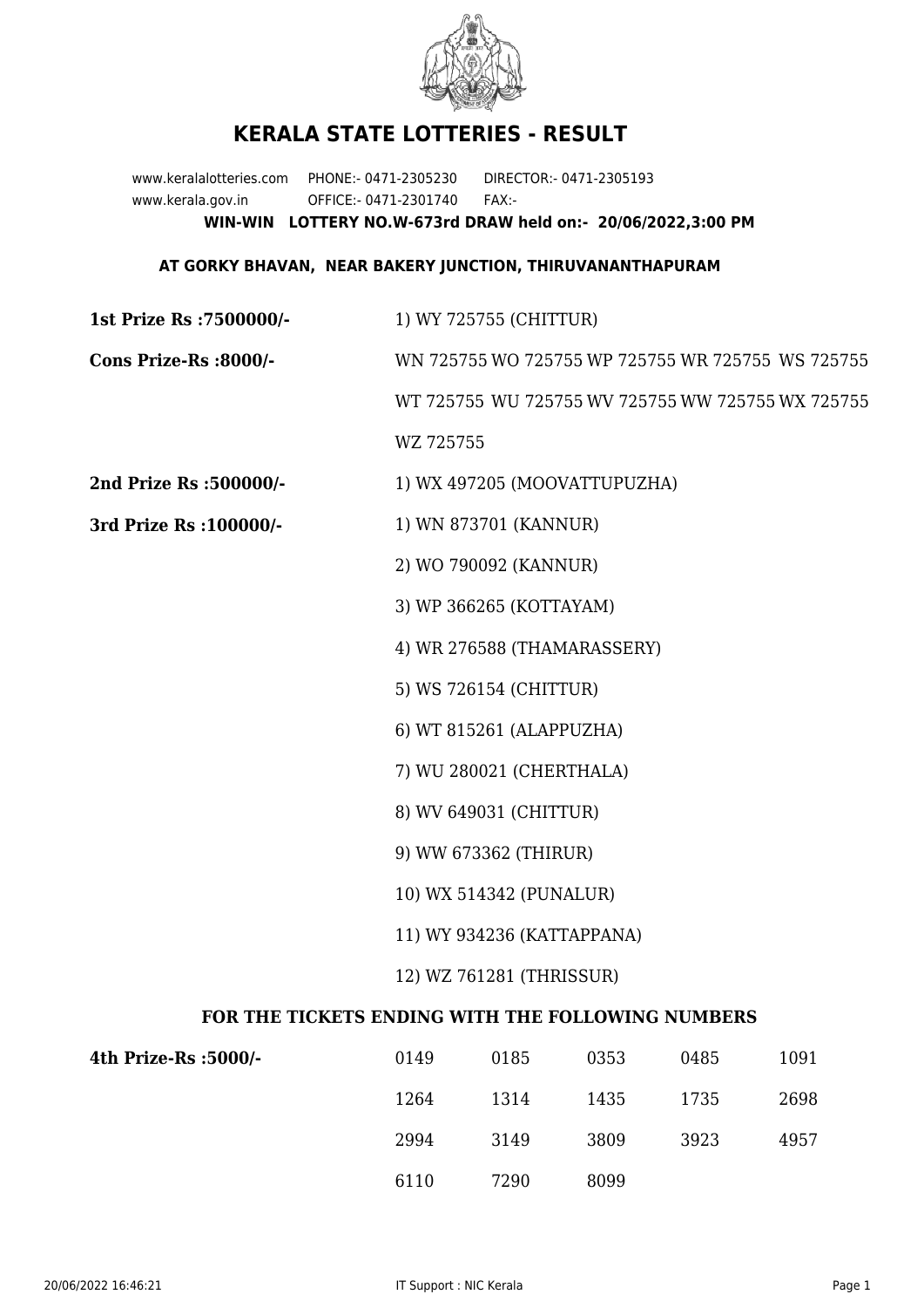# KERALA STATE LOTTERIES - RESULT

www.keralalotteries.com PHONE:- 0471-2305230 DIRECTOR:- 0471-2305193

www.kerala.gov.in OFFICE:- 0471-2301740 FAX:-

**WIN-WIN LOTTERY NO.W-673rd DRAW held on:- 20/06/2022,3:00 PM**

**AT GORKY BHAVAN, NEAR BAKERY JUNCTION, THIRUVANANTHAPURAM**

**1st Prize Rs :7500000/-** 1) WY 725755 (CHITTUR)

**Cons Prize-Rs :8000/-** WN 725755 WO 725755 WP 725755 WR 725755 WS 725755 WT 725755 WU 725755 WV 725755 WW 725755 WX 725755 WZ 725755

**2nd Prize Rs :500000/-** 1) WX 497205 (MOOVATTUPUZHA)

**3rd Prize Rs :100000/-**

1) WN 873701 (KANNUR)
2) WO 790092 (KANNUR)
3) WP 366265 (KOTTAYAM)
4) WR 276588 (THAMARASSERY)
5) WS 726154 (CHITTUR)
6) WT 815261 (ALAPPUZHA)
7) WU 280021 (CHERTHALA)
8) WV 649031 (CHITTUR)
9) WW 673362 (THIRUR)
10) WX 514342 (PUNALUR)
11) WY 934236 (KATTAPPANA)
12) WZ 761281 (THRISSUR)

**FOR THE TICKETS ENDING WITH THE FOLLOWING NUMBERS**

**4th Prize-Rs :5000/-**

| | | | | |
|---|---|---|---|---|
| 0149 | 0185 | 0353 | 0485 | 1091 |
| 1264 | 1314 | 1435 | 1735 | 2698 |
| 2994 | 3149 | 3809 | 3923 | 4957 |
| 6110 | 7290 | 8099 | | |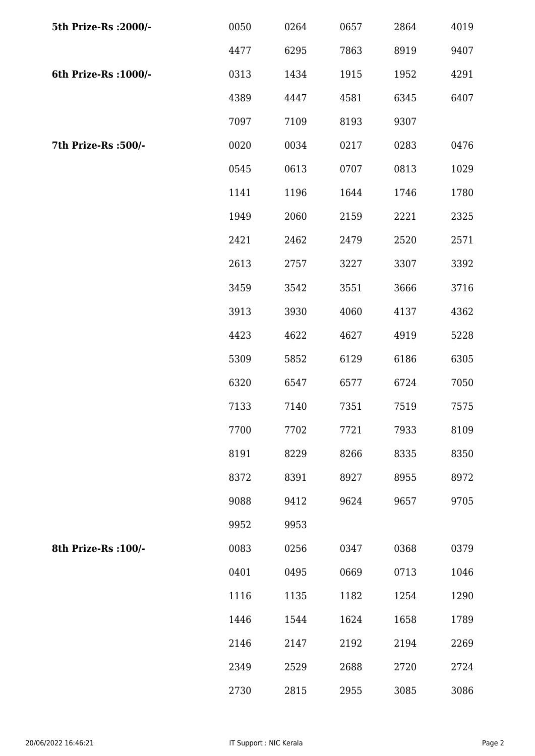| | | | | | |
|---|---|---|---|---|---|
| **5th Prize-Rs :2000/-** | 0050 | 0264 | 0657 | 2864 | 4019 |
| | 4477 | 6295 | 7863 | 8919 | 9407 |
| **6th Prize-Rs :1000/-** | 0313 | 1434 | 1915 | 1952 | 4291 |
| | 4389 | 4447 | 4581 | 6345 | 6407 |
| | 7097 | 7109 | 8193 | 9307 | |
| **7th Prize-Rs :500/-** | 0020 | 0034 | 0217 | 0283 | 0476 |
| | 0545 | 0613 | 0707 | 0813 | 1029 |
| | 1141 | 1196 | 1644 | 1746 | 1780 |
| | 1949 | 2060 | 2159 | 2221 | 2325 |
| | 2421 | 2462 | 2479 | 2520 | 2571 |
| | 2613 | 2757 | 3227 | 3307 | 3392 |
| | 3459 | 3542 | 3551 | 3666 | 3716 |
| | 3913 | 3930 | 4060 | 4137 | 4362 |
| | 4423 | 4622 | 4627 | 4919 | 5228 |
| | 5309 | 5852 | 6129 | 6186 | 6305 |
| | 6320 | 6547 | 6577 | 6724 | 7050 |
| | 7133 | 7140 | 7351 | 7519 | 7575 |
| | 7700 | 7702 | 7721 | 7933 | 8109 |
| | 8191 | 8229 | 8266 | 8335 | 8350 |
| | 8372 | 8391 | 8927 | 8955 | 8972 |
| | 9088 | 9412 | 9624 | 9657 | 9705 |
| | 9952 | 9953 | | | |
| **8th Prize-Rs :100/-** | 0083 | 0256 | 0347 | 0368 | 0379 |
| | 0401 | 0495 | 0669 | 0713 | 1046 |
| | 1116 | 1135 | 1182 | 1254 | 1290 |
| | 1446 | 1544 | 1624 | 1658 | 1789 |
| | 2146 | 2147 | 2192 | 2194 | 2269 |
| | 2349 | 2529 | 2688 | 2720 | 2724 |
| | 2730 | 2815 | 2955 | 3085 | 3086 |

20/06/2022 16:46:21 IT Support : NIC Kerala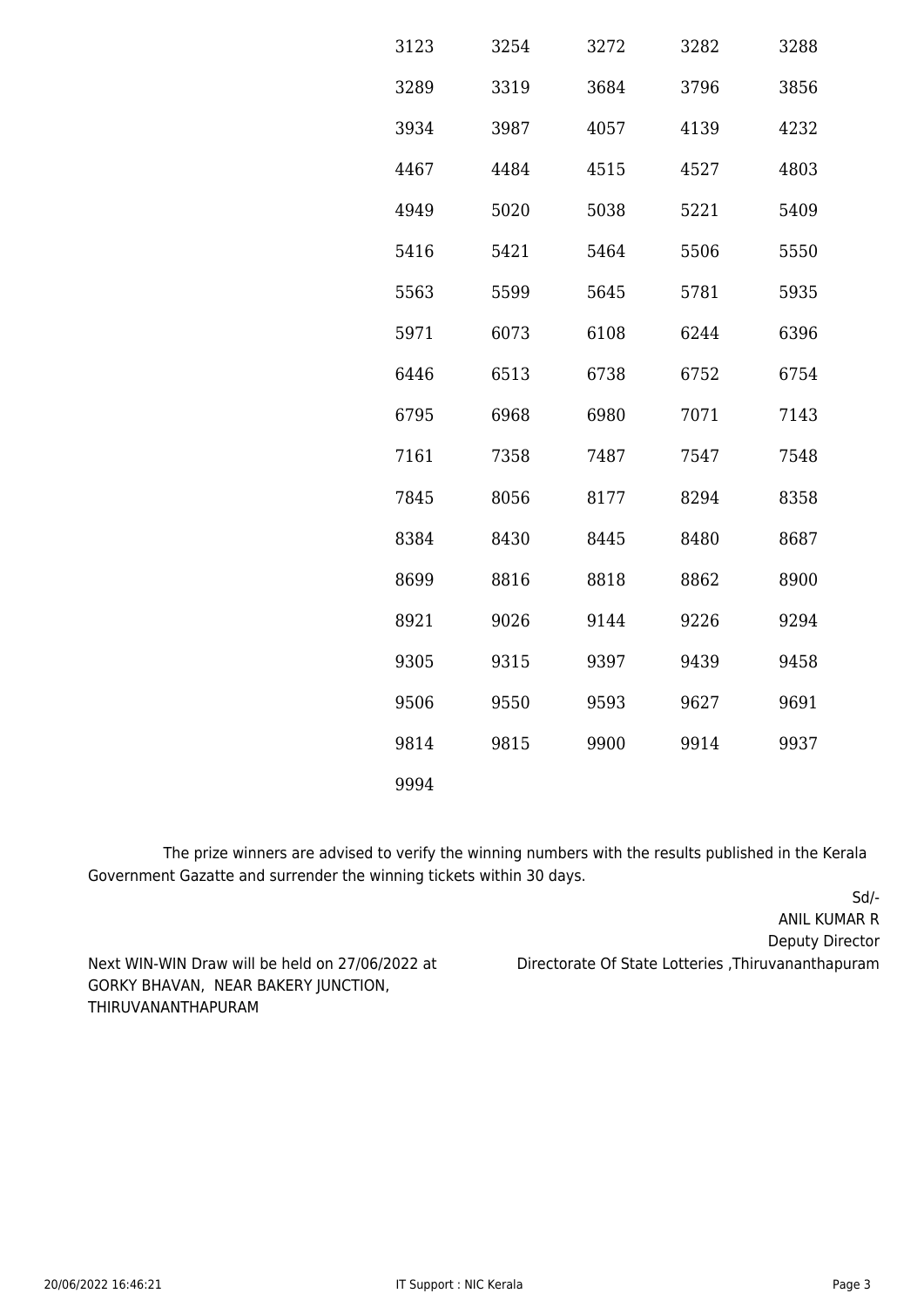| | | | | |
|---|---|---|---|---|
| 3123 | 3254 | 3272 | 3282 | 3288 |
| 3289 | 3319 | 3684 | 3796 | 3856 |
| 3934 | 3987 | 4057 | 4139 | 4232 |
| 4467 | 4484 | 4515 | 4527 | 4803 |
| 4949 | 5020 | 5038 | 5221 | 5409 |
| 5416 | 5421 | 5464 | 5506 | 5550 |
| 5563 | 5599 | 5645 | 5781 | 5935 |
| 5971 | 6073 | 6108 | 6244 | 6396 |
| 6446 | 6513 | 6738 | 6752 | 6754 |
| 6795 | 6968 | 6980 | 7071 | 7143 |
| 7161 | 7358 | 7487 | 7547 | 7548 |
| 7845 | 8056 | 8177 | 8294 | 8358 |
| 8384 | 8430 | 8445 | 8480 | 8687 |
| 8699 | 8816 | 8818 | 8862 | 8900 |
| 8921 | 9026 | 9144 | 9226 | 9294 |
| 9305 | 9315 | 9397 | 9439 | 9458 |
| 9506 | 9550 | 9593 | 9627 | 9691 |
| 9814 | 9815 | 9900 | 9914 | 9937 |
| 9994 | | | | |

The prize winners are advised to verify the winning numbers with the results published in the Kerala Government Gazatte and surrender the winning tickets within 30 days.

Sd/-
ANIL KUMAR R
Deputy Director
Directorate Of State Lotteries ,Thiruvananthapuram

Next WIN-WIN Draw will be held on 27/06/2022 at GORKY BHAVAN, NEAR BAKERY JUNCTION, THIRUVANANTHAPURAM